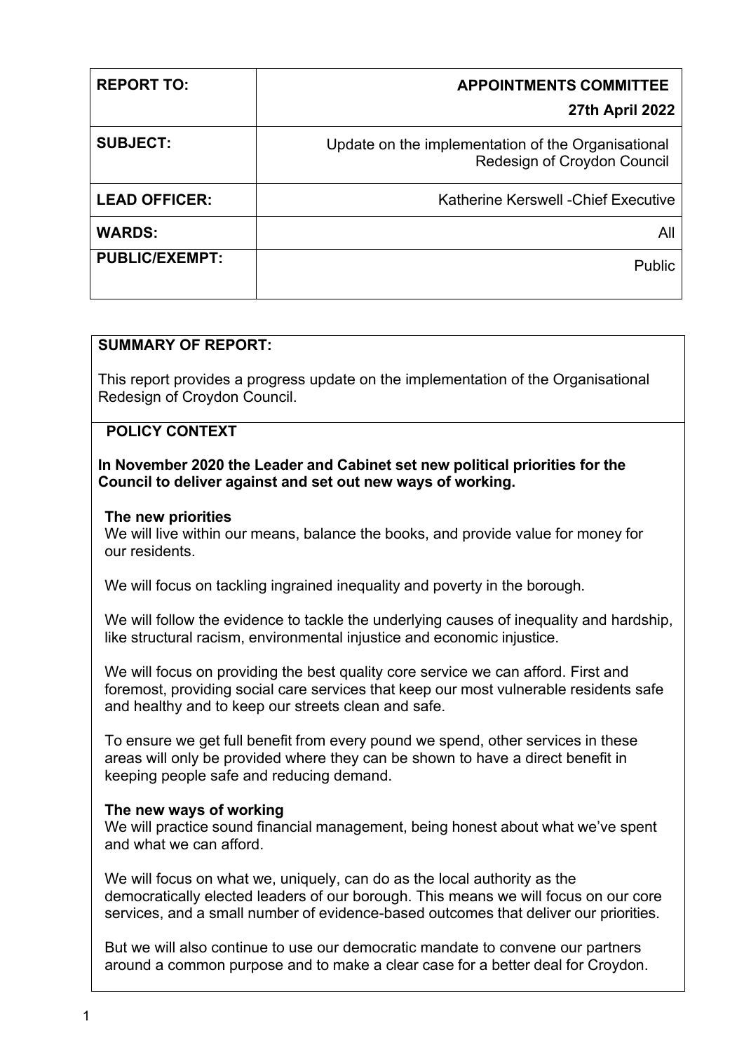| REPORT TO: | APPOINTMENTS COMMITTEE<br>27th April 2022 |
| --- | --- |
| SUBJECT: | Update on the implementation of the Organisational Redesign of Croydon Council |
| LEAD OFFICER: | Katherine Kerswell -Chief Executive |
| WARDS: | All |
| PUBLIC/EXEMPT: | Public |

**SUMMARY OF REPORT:**

This report provides a progress update on the implementation of the Organisational Redesign of Croydon Council.

**POLICY CONTEXT**

**In November 2020 the Leader and Cabinet set new political priorities for the Council to deliver against and set out new ways of working.**

**The new priorities**

We will live within our means, balance the books, and provide value for money for our residents.

We will focus on tackling ingrained inequality and poverty in the borough.

We will follow the evidence to tackle the underlying causes of inequality and hardship, like structural racism, environmental injustice and economic injustice.

We will focus on providing the best quality core service we can afford. First and foremost, providing social care services that keep our most vulnerable residents safe and healthy and to keep our streets clean and safe.

To ensure we get full benefit from every pound we spend, other services in these areas will only be provided where they can be shown to have a direct benefit in keeping people safe and reducing demand.

**The new ways of working**

We will practice sound financial management, being honest about what we've spent and what we can afford.

We will focus on what we, uniquely, can do as the local authority as the democratically elected leaders of our borough. This means we will focus on our core services, and a small number of evidence-based outcomes that deliver our priorities.

But we will also continue to use our democratic mandate to convene our partners around a common purpose and to make a clear case for a better deal for Croydon.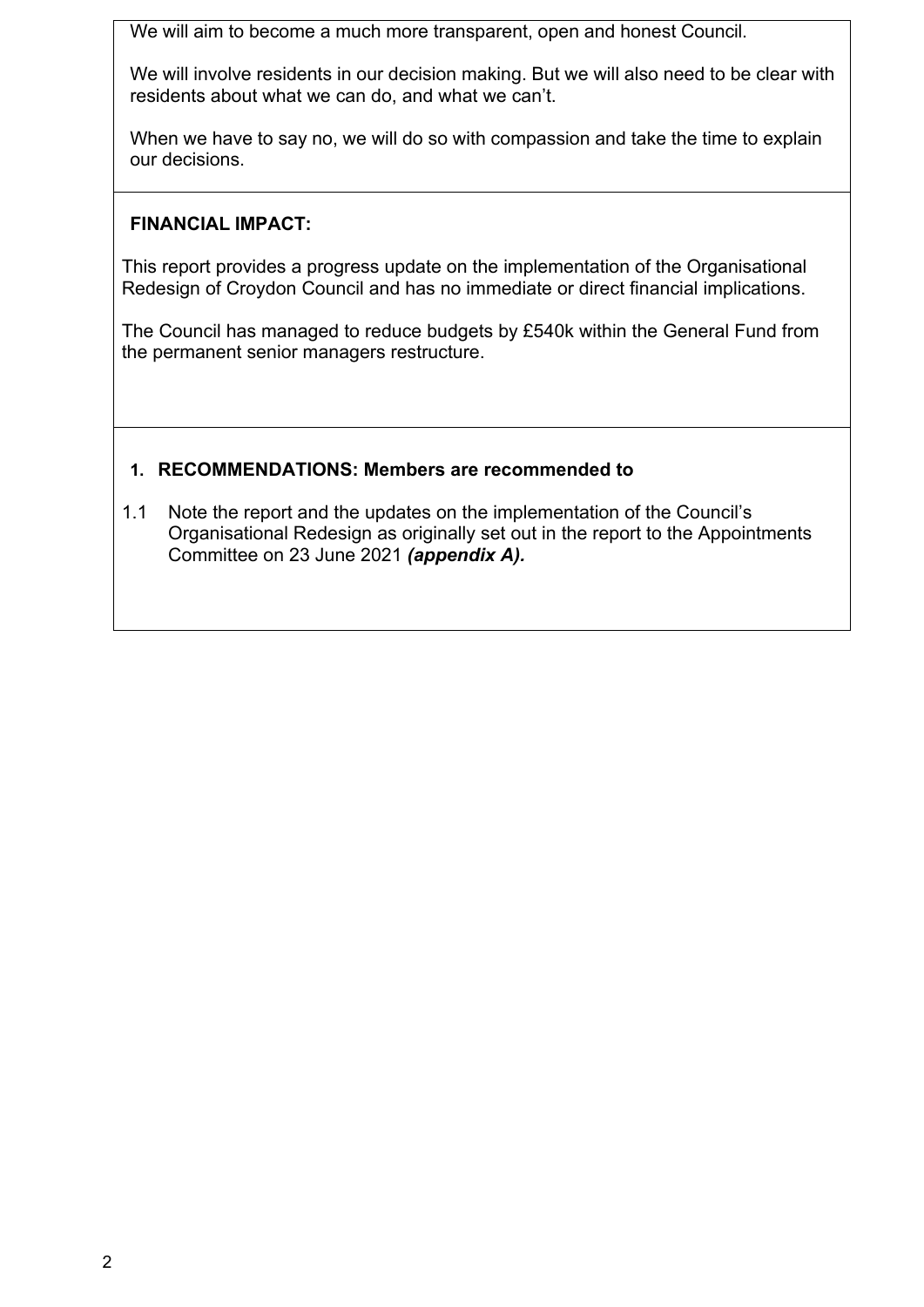We will aim to become a much more transparent, open and honest Council.

We will involve residents in our decision making. But we will also need to be clear with residents about what we can do, and what we can't.

When we have to say no, we will do so with compassion and take the time to explain our decisions.

**FINANCIAL IMPACT:**

This report provides a progress update on the implementation of the Organisational Redesign of Croydon Council and has no immediate or direct financial implications.

The Council has managed to reduce budgets by £540k within the General Fund from the permanent senior managers restructure.

**1. RECOMMENDATIONS: Members are recommended to**

1.1 Note the report and the updates on the implementation of the Council's Organisational Redesign as originally set out in the report to the Appointments Committee on 23 June 2021 ***(appendix A).***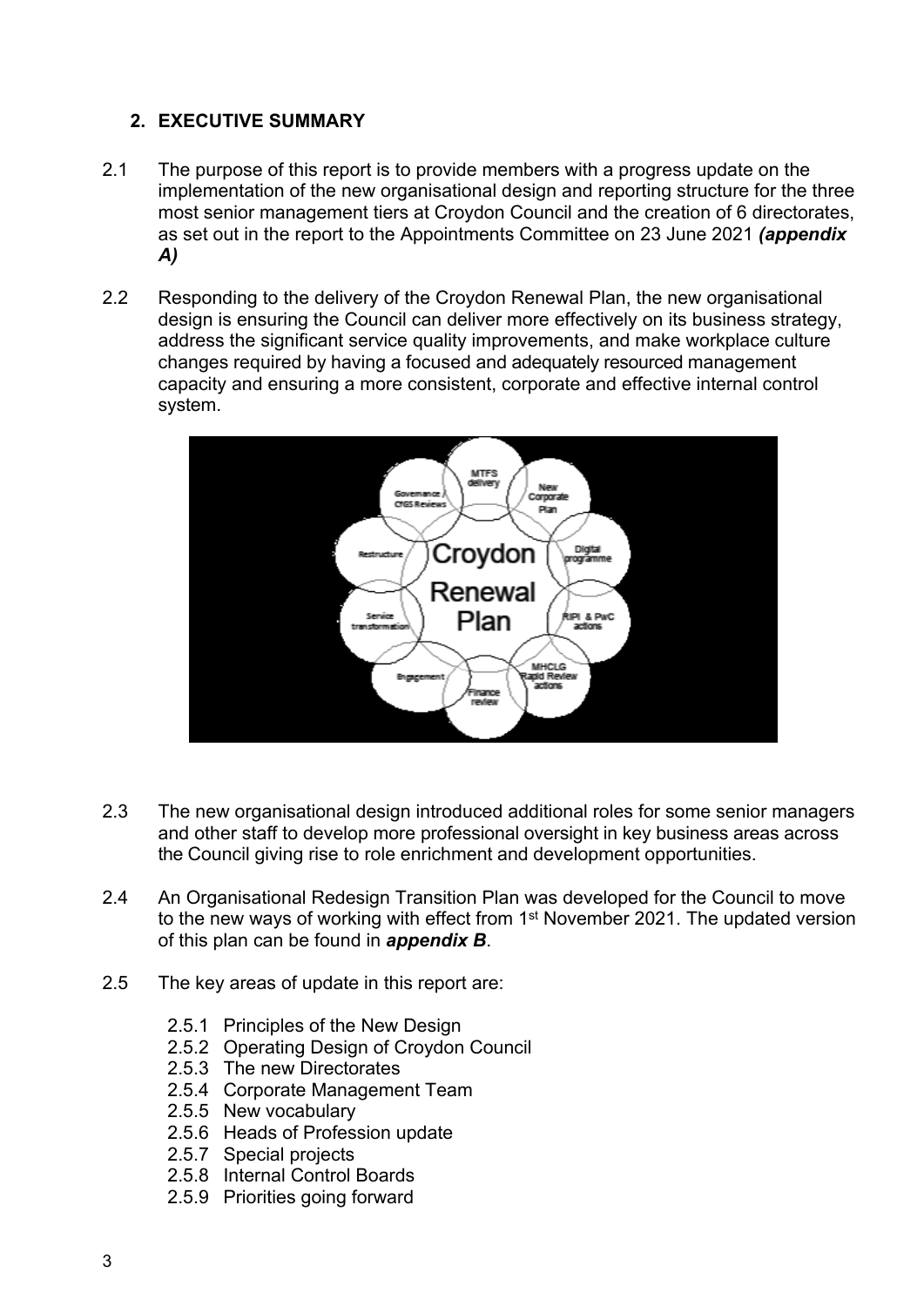## 2. EXECUTIVE SUMMARY

2.1 The purpose of this report is to provide members with a progress update on the implementation of the new organisational design and reporting structure for the three most senior management tiers at Croydon Council and the creation of 6 directorates, as set out in the report to the Appointments Committee on 23 June 2021 ***(appendix A)***

2.2 Responding to the delivery of the Croydon Renewal Plan, the new organisational design is ensuring the Council can deliver more effectively on its business strategy, address the significant service quality improvements, and make workplace culture changes required by having a focused and adequately resourced management capacity and ensuring a more consistent, corporate and effective internal control system.

2.3 The new organisational design introduced additional roles for some senior managers and other staff to develop more professional oversight in key business areas across the Council giving rise to role enrichment and development opportunities.

2.4 An Organisational Redesign Transition Plan was developed for the Council to move to the new ways of working with effect from 1st November 2021. The updated version of this plan can be found in ***appendix B***.

2.5 The key areas of update in this report are:

- 2.5.1 Principles of the New Design
- 2.5.2 Operating Design of Croydon Council
- 2.5.3 The new Directorates
- 2.5.4 Corporate Management Team
- 2.5.5 New vocabulary
- 2.5.6 Heads of Profession update
- 2.5.7 Special projects
- 2.5.8 Internal Control Boards
- 2.5.9 Priorities going forward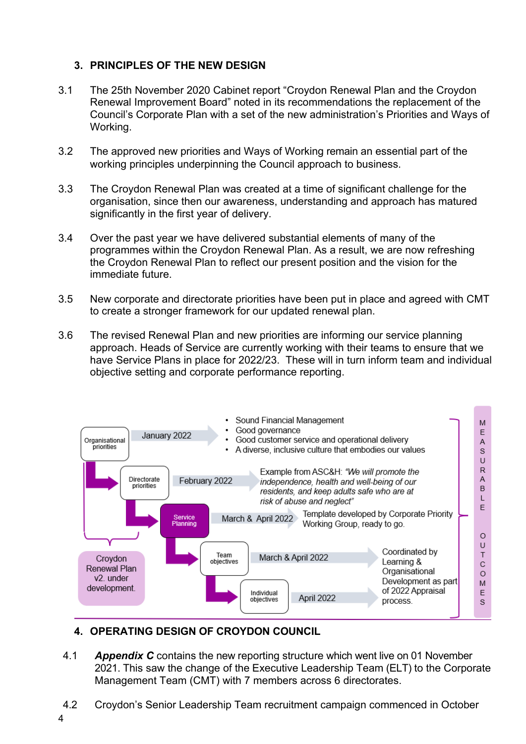## 3. PRINCIPLES OF THE NEW DESIGN

3.1 The 25th November 2020 Cabinet report "Croydon Renewal Plan and the Croydon Renewal Improvement Board" noted in its recommendations the replacement of the Council's Corporate Plan with a set of the new administration's Priorities and Ways of Working.

3.2 The approved new priorities and Ways of Working remain an essential part of the working principles underpinning the Council approach to business.

3.3 The Croydon Renewal Plan was created at a time of significant challenge for the organisation, since then our awareness, understanding and approach has matured significantly in the first year of delivery.

3.4 Over the past year we have delivered substantial elements of many of the programmes within the Croydon Renewal Plan. As a result, we are now refreshing the Croydon Renewal Plan to reflect our present position and the vision for the immediate future.

3.5 New corporate and directorate priorities have been put in place and agreed with CMT to create a stronger framework for our updated renewal plan.

3.6 The revised Renewal Plan and new priorities are informing our service planning approach. Heads of Service are currently working with their teams to ensure that we have Service Plans in place for 2022/23. These will in turn inform team and individual objective setting and corporate performance reporting.

Organisational priorities → January 2022 →
- Sound Financial Management
- Good governance
- Good customer service and operational delivery
- A diverse, inclusive culture that embodies our values

Directorate priorities → February 2022 → Example from ASC&H: *"We will promote the independence, health and well-being of our residents, and keep adults safe who are at risk of abuse and neglect"*

Service Planning → March & April 2022 → Template developed by Corporate Priority Working Group, ready to go.

Team objectives → March & April 2022 → Coordinated by Learning & Organisational Development as part of 2022 Appraisal process.

Individual objectives → April 2022

Croydon Renewal Plan v2. under development.

MEASURABLE OUTCOMES

## 4. OPERATING DESIGN OF CROYDON COUNCIL

4.1 ***Appendix C*** contains the new reporting structure which went live on 01 November 2021. This saw the change of the Executive Leadership Team (ELT) to the Corporate Management Team (CMT) with 7 members across 6 directorates.

4.2 Croydon's Senior Leadership Team recruitment campaign commenced in October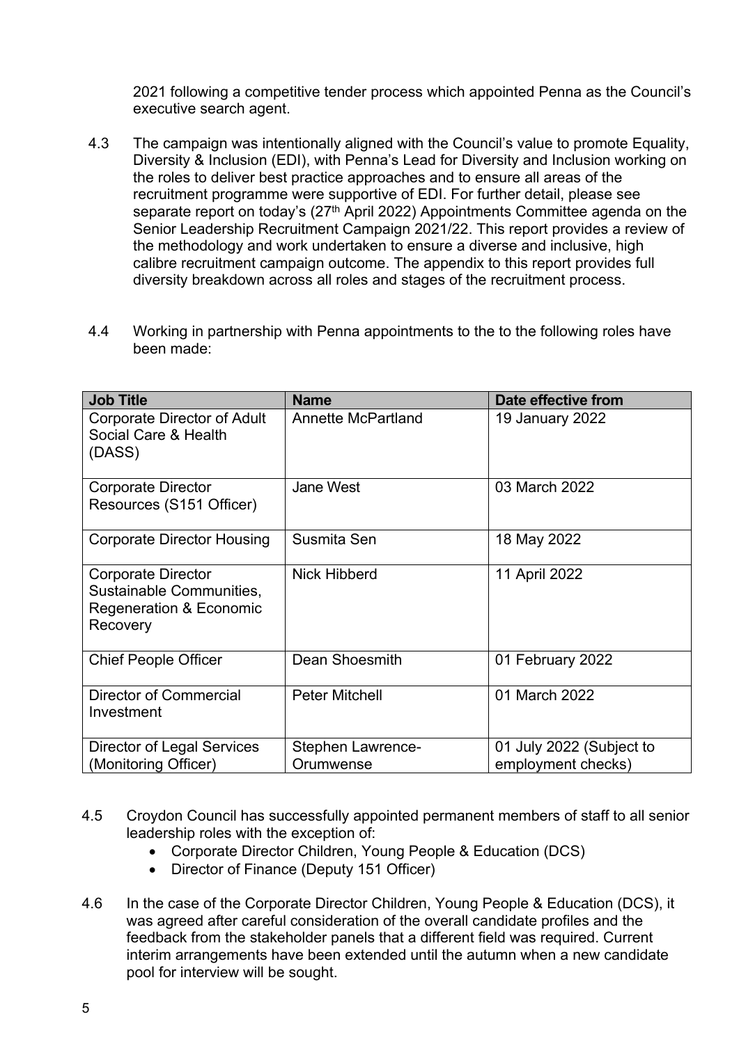2021 following a competitive tender process which appointed Penna as the Council's executive search agent.

4.3 The campaign was intentionally aligned with the Council's value to promote Equality, Diversity & Inclusion (EDI), with Penna's Lead for Diversity and Inclusion working on the roles to deliver best practice approaches and to ensure all areas of the recruitment programme were supportive of EDI. For further detail, please see separate report on today's (27th April 2022) Appointments Committee agenda on the Senior Leadership Recruitment Campaign 2021/22. This report provides a review of the methodology and work undertaken to ensure a diverse and inclusive, high calibre recruitment campaign outcome. The appendix to this report provides full diversity breakdown across all roles and stages of the recruitment process.

4.4 Working in partnership with Penna appointments to the to the following roles have been made:

| Job Title | Name | Date effective from |
|---|---|---|
| Corporate Director of Adult Social Care & Health (DASS) | Annette McPartland | 19 January 2022 |
| Corporate Director Resources (S151 Officer) | Jane West | 03 March 2022 |
| Corporate Director Housing | Susmita Sen | 18 May 2022 |
| Corporate Director Sustainable Communities, Regeneration & Economic Recovery | Nick Hibberd | 11 April 2022 |
| Chief People Officer | Dean Shoesmith | 01 February 2022 |
| Director of Commercial Investment | Peter Mitchell | 01 March 2022 |
| Director of Legal Services (Monitoring Officer) | Stephen Lawrence-Orumwense | 01 July 2022 (Subject to employment checks) |

4.5 Croydon Council has successfully appointed permanent members of staff to all senior leadership roles with the exception of:

- Corporate Director Children, Young People & Education (DCS)
- Director of Finance (Deputy 151 Officer)

4.6 In the case of the Corporate Director Children, Young People & Education (DCS), it was agreed after careful consideration of the overall candidate profiles and the feedback from the stakeholder panels that a different field was required. Current interim arrangements have been extended until the autumn when a new candidate pool for interview will be sought.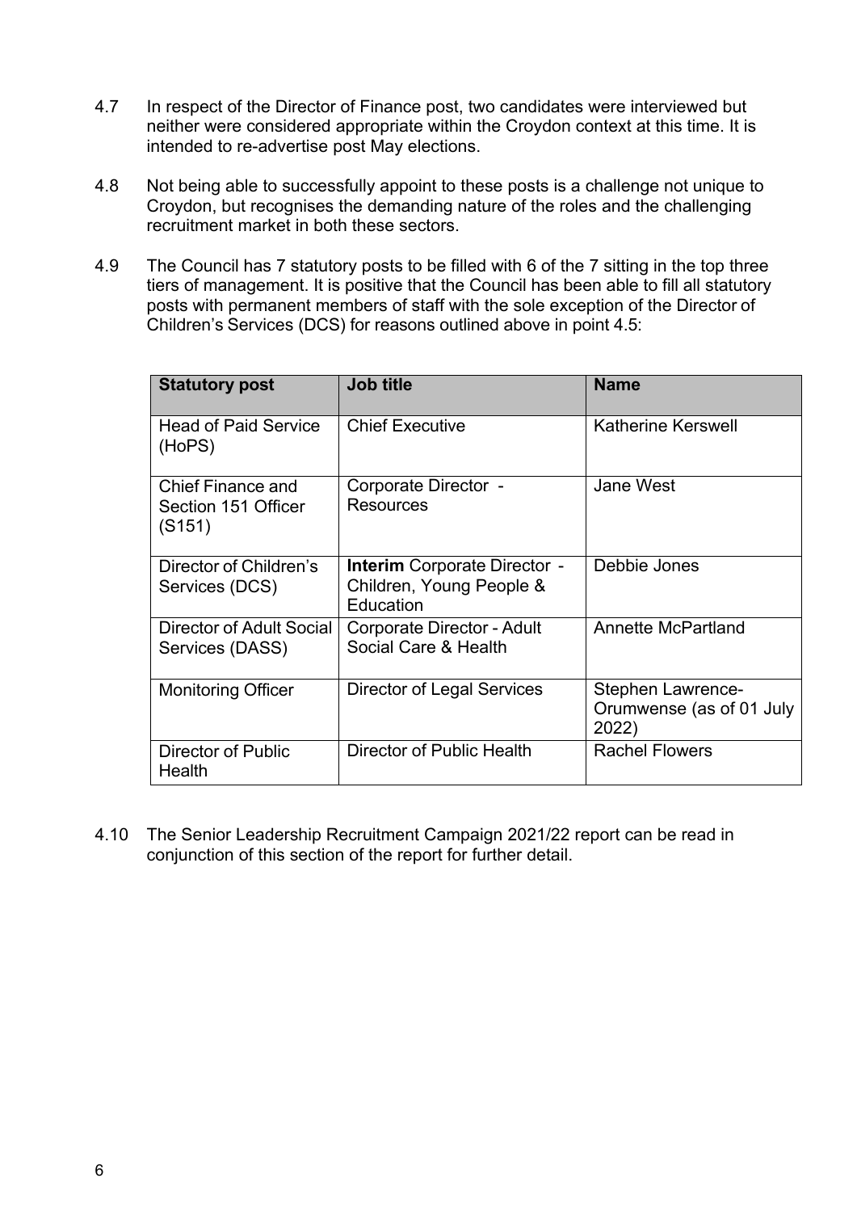4.7 In respect of the Director of Finance post, two candidates were interviewed but neither were considered appropriate within the Croydon context at this time. It is intended to re-advertise post May elections.

4.8 Not being able to successfully appoint to these posts is a challenge not unique to Croydon, but recognises the demanding nature of the roles and the challenging recruitment market in both these sectors.

4.9 The Council has 7 statutory posts to be filled with 6 of the 7 sitting in the top three tiers of management. It is positive that the Council has been able to fill all statutory posts with permanent members of staff with the sole exception of the Director of Children's Services (DCS) for reasons outlined above in point 4.5:

| Statutory post | Job title | Name |
|---|---|---|
| Head of Paid Service (HoPS) | Chief Executive | Katherine Kerswell |
| Chief Finance and Section 151 Officer (S151) | Corporate Director - Resources | Jane West |
| Director of Children's Services (DCS) | **Interim** Corporate Director - Children, Young People & Education | Debbie Jones |
| Director of Adult Social Services (DASS) | Corporate Director - Adult Social Care & Health | Annette McPartland |
| Monitoring Officer | Director of Legal Services | Stephen Lawrence-Orumwense (as of 01 July 2022) |
| Director of Public Health | Director of Public Health | Rachel Flowers |

4.10 The Senior Leadership Recruitment Campaign 2021/22 report can be read in conjunction of this section of the report for further detail.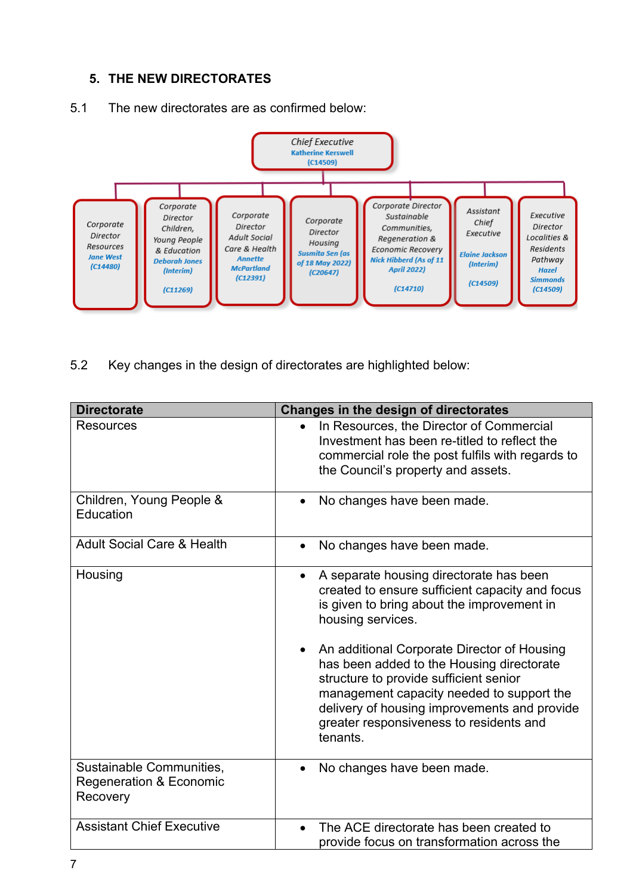## 5. THE NEW DIRECTORATES

5.1 The new directorates are as confirmed below:

**Chief Executive**
Katherine Kerswell
(C14509)

- Corporate Director Resources – Jane West (C14480)
- Corporate Director Children, Young People & Education – Deborah Jones (Interim) (C11269)
- Corporate Director Adult Social Care & Health – Annette McPartland (C12391)
- Corporate Director Housing – Susmita Sen (as of 18 May 2022) (C20647)
- Corporate Director Sustainable Communities, Regeneration & Economic Recovery – Nick Hibberd (As of 11 April 2022) (C14710)
- Assistant Chief Executive – Elaine Jackson (Interim) (C14509)
- Executive Director Localities & Residents Pathway – Hazel Simmonds (C14509)

5.2 Key changes in the design of directorates are highlighted below:

| Directorate | Changes in the design of directorates |
|---|---|
| Resources | • In Resources, the Director of Commercial Investment has been re-titled to reflect the commercial role the post fulfils with regards to the Council's property and assets. |
| Children, Young People & Education | • No changes have been made. |
| Adult Social Care & Health | • No changes have been made. |
| Housing | • A separate housing directorate has been created to ensure sufficient capacity and focus is given to bring about the improvement in housing services.<br><br>• An additional Corporate Director of Housing has been added to the Housing directorate structure to provide sufficient senior management capacity needed to support the delivery of housing improvements and provide greater responsiveness to residents and tenants. |
| Sustainable Communities, Regeneration & Economic Recovery | • No changes have been made. |
| Assistant Chief Executive | • The ACE directorate has been created to provide focus on transformation across the |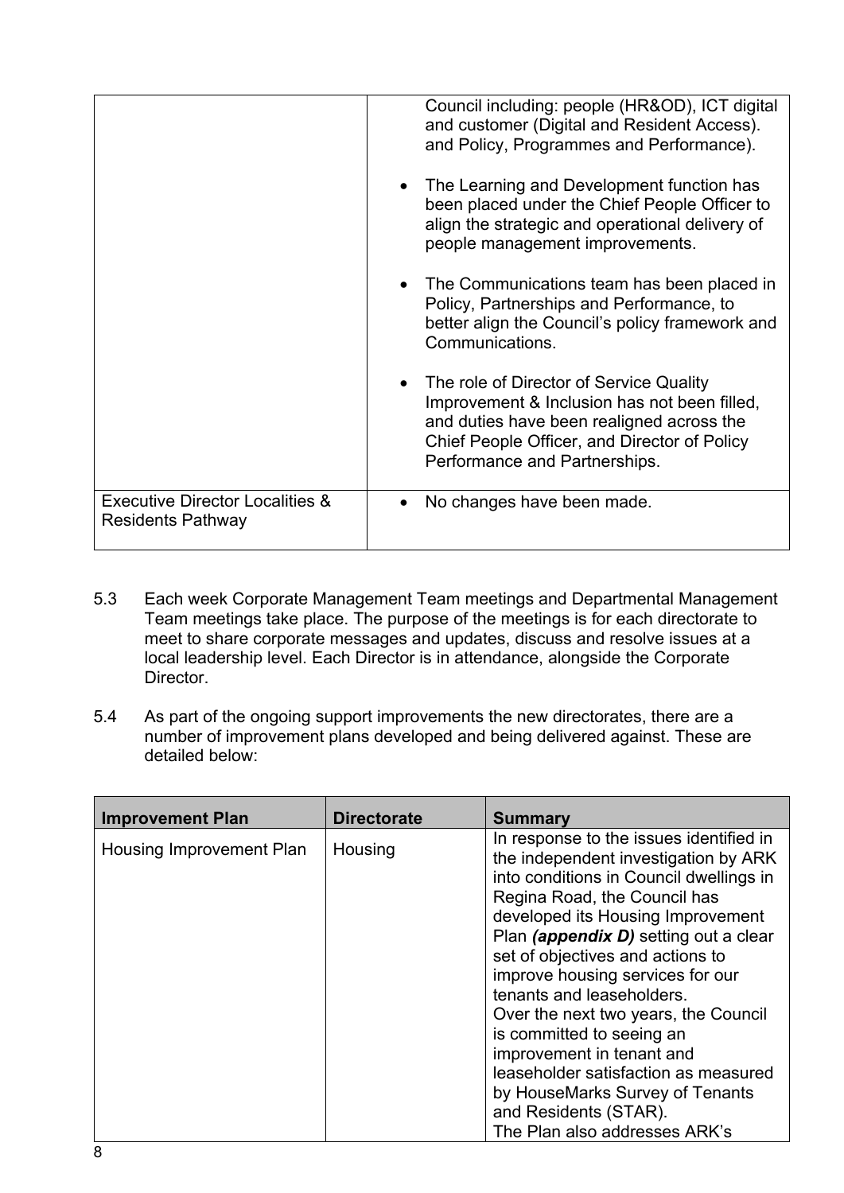| | |
|---|---|
| | Council including: people (HR&OD), ICT digital and customer (Digital and Resident Access). and Policy, Programmes and Performance).<br><br>• The Learning and Development function has been placed under the Chief People Officer to align the strategic and operational delivery of people management improvements.<br><br>• The Communications team has been placed in Policy, Partnerships and Performance, to better align the Council's policy framework and Communications.<br><br>• The role of Director of Service Quality Improvement & Inclusion has not been filled, and duties have been realigned across the Chief People Officer, and Director of Policy Performance and Partnerships. |
| Executive Director Localities & Residents Pathway | • No changes have been made. |

5.3 Each week Corporate Management Team meetings and Departmental Management Team meetings take place. The purpose of the meetings is for each directorate to meet to share corporate messages and updates, discuss and resolve issues at a local leadership level. Each Director is in attendance, alongside the Corporate Director.

5.4 As part of the ongoing support improvements the new directorates, there are a number of improvement plans developed and being delivered against. These are detailed below:

| Improvement Plan | Directorate | Summary |
|---|---|---|
| Housing Improvement Plan | Housing | In response to the issues identified in the independent investigation by ARK into conditions in Council dwellings in Regina Road, the Council has developed its Housing Improvement Plan ***(appendix D)*** setting out a clear set of objectives and actions to improve housing services for our tenants and leaseholders.<br>Over the next two years, the Council is committed to seeing an improvement in tenant and leaseholder satisfaction as measured by HouseMarks Survey of Tenants and Residents (STAR).<br>The Plan also addresses ARK's |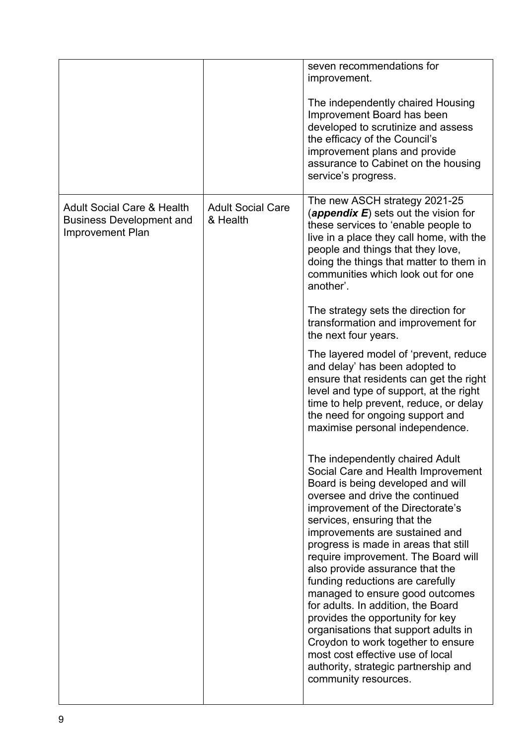| | | |
|---|---|---|
| | | seven recommendations for improvement.<br><br>The independently chaired Housing Improvement Board has been developed to scrutinize and assess the efficacy of the Council's improvement plans and provide assurance to Cabinet on the housing service's progress. |
| Adult Social Care & Health Business Development and Improvement Plan | Adult Social Care & Health | The new ASCH strategy 2021-25 (***appendix E***) sets out the vision for these services to 'enable people to live in a place they call home, with the people and things that they love, doing the things that matter to them in communities which look out for one another'.<br><br>The strategy sets the direction for transformation and improvement for the next four years.<br><br>The layered model of 'prevent, reduce and delay' has been adopted to ensure that residents can get the right level and type of support, at the right time to help prevent, reduce, or delay the need for ongoing support and maximise personal independence.<br><br>The independently chaired Adult Social Care and Health Improvement Board is being developed and will oversee and drive the continued improvement of the Directorate's services, ensuring that the improvements are sustained and progress is made in areas that still require improvement. The Board will also provide assurance that the funding reductions are carefully managed to ensure good outcomes for adults. In addition, the Board provides the opportunity for key organisations that support adults in Croydon to work together to ensure most cost effective use of local authority, strategic partnership and community resources. |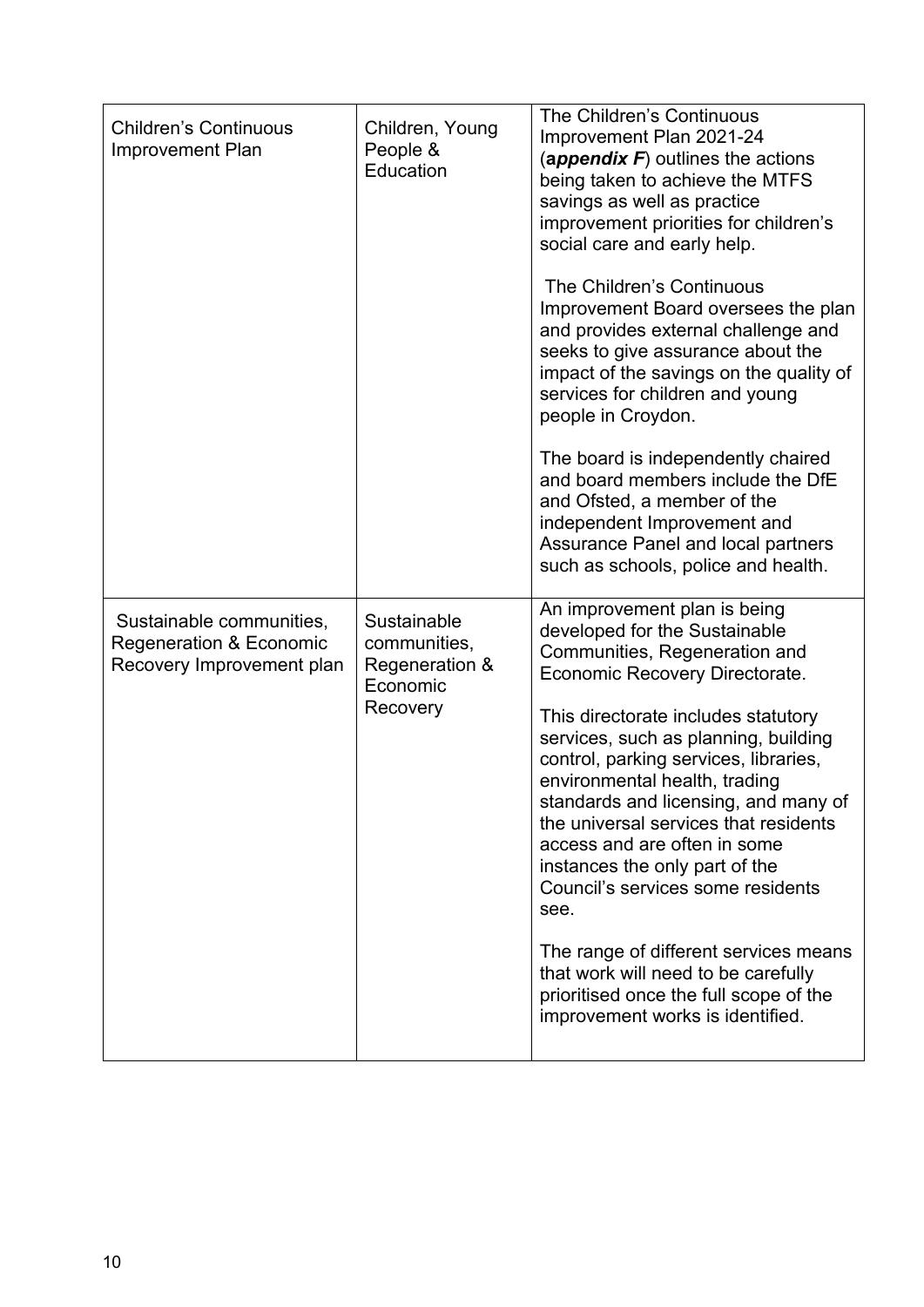| | | |
|---|---|---|
| Children's Continuous Improvement Plan | Children, Young People & Education | The Children's Continuous Improvement Plan 2021-24 (***appendix F***) outlines the actions being taken to achieve the MTFS savings as well as practice improvement priorities for children's social care and early help.<br><br>The Children's Continuous Improvement Board oversees the plan and provides external challenge and seeks to give assurance about the impact of the savings on the quality of services for children and young people in Croydon.<br><br>The board is independently chaired and board members include the DfE and Ofsted, a member of the independent Improvement and Assurance Panel and local partners such as schools, police and health. |
| Sustainable communities, Regeneration & Economic Recovery Improvement plan | Sustainable communities, Regeneration & Economic Recovery | An improvement plan is being developed for the Sustainable Communities, Regeneration and Economic Recovery Directorate.<br><br>This directorate includes statutory services, such as planning, building control, parking services, libraries, environmental health, trading standards and licensing, and many of the universal services that residents access and are often in some instances the only part of the Council's services some residents see.<br><br>The range of different services means that work will need to be carefully prioritised once the full scope of the improvement works is identified. |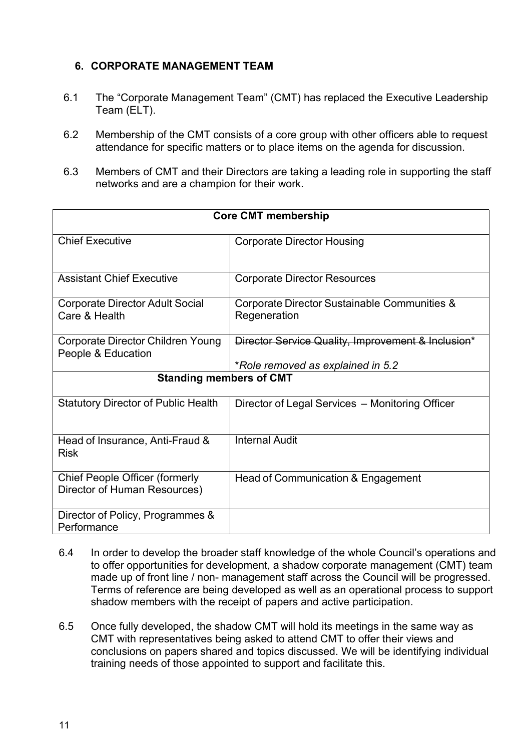## 6. CORPORATE MANAGEMENT TEAM

6.1 The "Corporate Management Team" (CMT) has replaced the Executive Leadership Team (ELT).

6.2 Membership of the CMT consists of a core group with other officers able to request attendance for specific matters or to place items on the agenda for discussion.

6.3 Members of CMT and their Directors are taking a leading role in supporting the staff networks and are a champion for their work.

| **Core CMT membership** | |
|---|---|
| Chief Executive | Corporate Director Housing |
| Assistant Chief Executive | Corporate Director Resources |
| Corporate Director Adult Social Care & Health | Corporate Director Sustainable Communities & Regeneration |
| Corporate Director Children Young People & Education | ~~Director Service Quality, Improvement & Inclusion~~* <br> **Role removed as explained in 5.2* |
| **Standing members of CMT** | |
| Statutory Director of Public Health | Director of Legal Services – Monitoring Officer |
| Head of Insurance, Anti-Fraud & Risk | Internal Audit |
| Chief People Officer (formerly Director of Human Resources) | Head of Communication & Engagement |
| Director of Policy, Programmes & Performance | |

6.4 In order to develop the broader staff knowledge of the whole Council's operations and to offer opportunities for development, a shadow corporate management (CMT) team made up of front line / non- management staff across the Council will be progressed. Terms of reference are being developed as well as an operational process to support shadow members with the receipt of papers and active participation.

6.5 Once fully developed, the shadow CMT will hold its meetings in the same way as CMT with representatives being asked to attend CMT to offer their views and conclusions on papers shared and topics discussed. We will be identifying individual training needs of those appointed to support and facilitate this.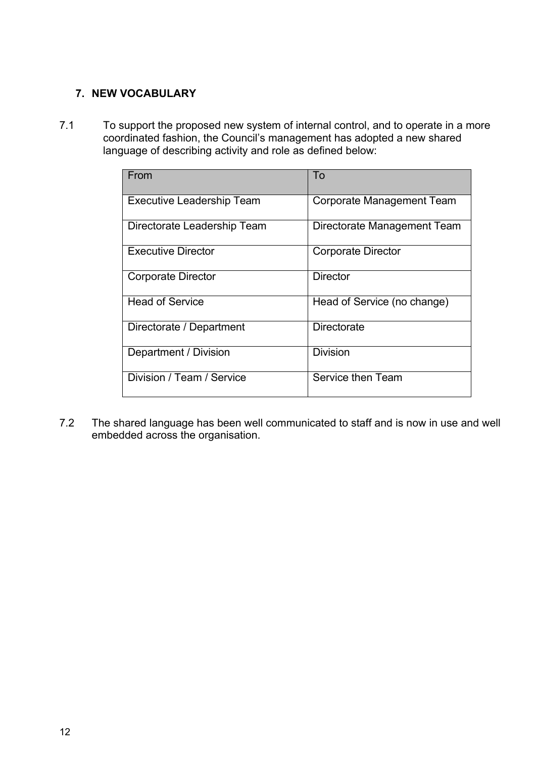## 7. NEW VOCABULARY

7.1 To support the proposed new system of internal control, and to operate in a more coordinated fashion, the Council’s management has adopted a new shared language of describing activity and role as defined below:

| From | To |
|---|---|
| Executive Leadership Team | Corporate Management Team |
| Directorate Leadership Team | Directorate Management Team |
| Executive Director | Corporate Director |
| Corporate Director | Director |
| Head of Service | Head of Service (no change) |
| Directorate / Department | Directorate |
| Department / Division | Division |
| Division / Team / Service | Service then Team |

7.2 The shared language has been well communicated to staff and is now in use and well embedded across the organisation.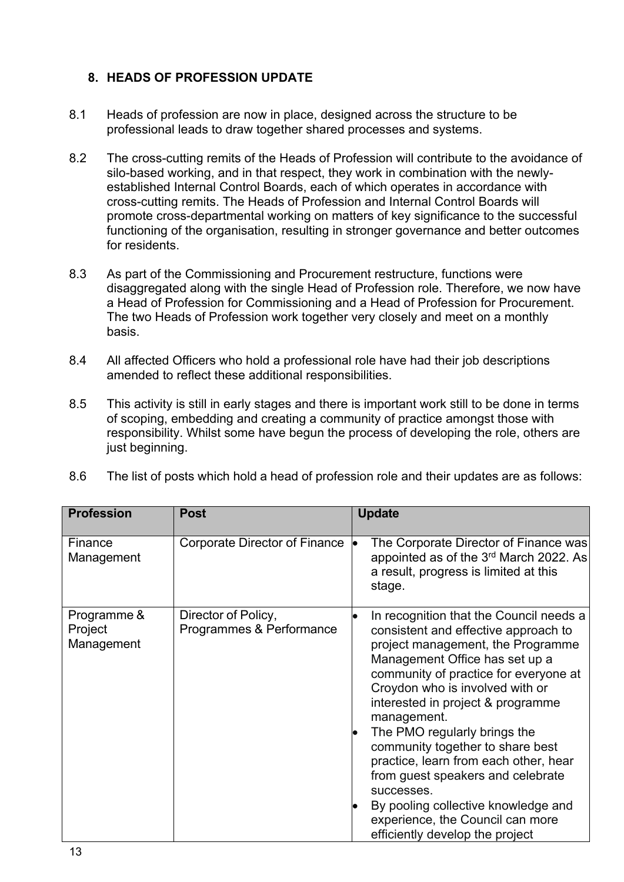## 8. HEADS OF PROFESSION UPDATE

8.1 Heads of profession are now in place, designed across the structure to be professional leads to draw together shared processes and systems.

8.2 The cross-cutting remits of the Heads of Profession will contribute to the avoidance of silo-based working, and in that respect, they work in combination with the newly-established Internal Control Boards, each of which operates in accordance with cross-cutting remits. The Heads of Profession and Internal Control Boards will promote cross-departmental working on matters of key significance to the successful functioning of the organisation, resulting in stronger governance and better outcomes for residents.

8.3 As part of the Commissioning and Procurement restructure, functions were disaggregated along with the single Head of Profession role. Therefore, we now have a Head of Profession for Commissioning and a Head of Profession for Procurement. The two Heads of Profession work together very closely and meet on a monthly basis.

8.4 All affected Officers who hold a professional role have had their job descriptions amended to reflect these additional responsibilities.

8.5 This activity is still in early stages and there is important work still to be done in terms of scoping, embedding and creating a community of practice amongst those with responsibility. Whilst some have begun the process of developing the role, others are just beginning.

8.6 The list of posts which hold a head of profession role and their updates are as follows:

| Profession | Post | Update |
|---|---|---|
| Finance Management | Corporate Director of Finance | • The Corporate Director of Finance was appointed as of the 3rd March 2022. As a result, progress is limited at this stage. |
| Programme & Project Management | Director of Policy, Programmes & Performance | • In recognition that the Council needs a consistent and effective approach to project management, the Programme Management Office has set up a community of practice for everyone at Croydon who is involved with or interested in project & programme management.<br>• The PMO regularly brings the community together to share best practice, learn from each other, hear from guest speakers and celebrate successes.<br>• By pooling collective knowledge and experience, the Council can more efficiently develop the project |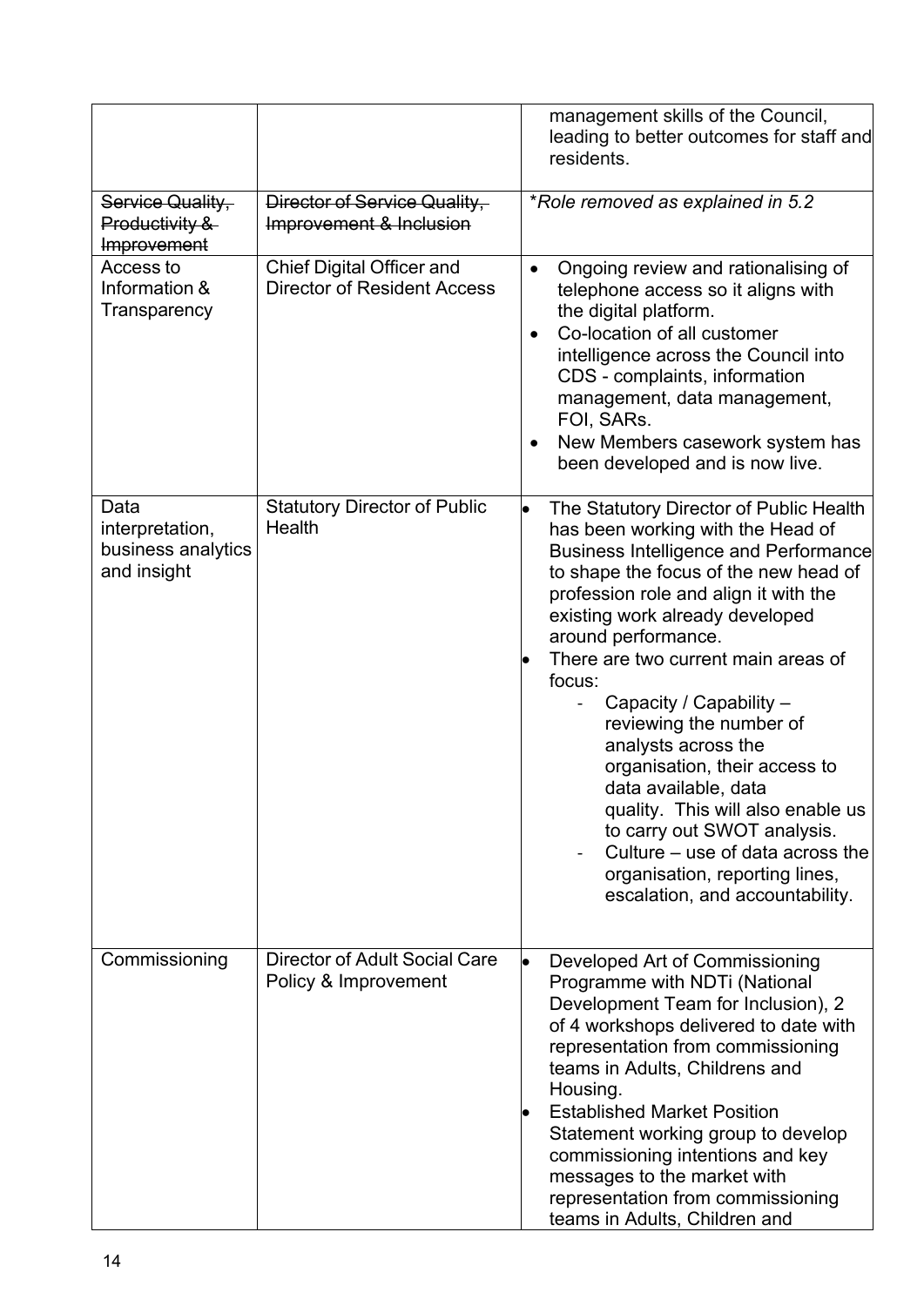|  |  |  |
|---|---|---|
|  |  | management skills of the Council, leading to better outcomes for staff and residents. |
| ~~Service Quality, Productivity & Improvement~~ | ~~Director of Service Quality, Improvement & Inclusion~~ | **Role removed as explained in 5.2* |
| Access to Information & Transparency | Chief Digital Officer and Director of Resident Access | • Ongoing review and rationalising of telephone access so it aligns with the digital platform.<br>• Co-location of all customer intelligence across the Council into CDS - complaints, information management, data management, FOI, SARs.<br>• New Members casework system has been developed and is now live. |
| Data interpretation, business analytics and insight | Statutory Director of Public Health | • The Statutory Director of Public Health has been working with the Head of Business Intelligence and Performance to shape the focus of the new head of profession role and align it with the existing work already developed around performance.<br>• There are two current main areas of focus:<br>- Capacity / Capability – reviewing the number of analysts across the organisation, their access to data available, data quality. This will also enable us to carry out SWOT analysis.<br>- Culture – use of data across the organisation, reporting lines, escalation, and accountability. |
| Commissioning | Director of Adult Social Care Policy & Improvement | • Developed Art of Commissioning Programme with NDTi (National Development Team for Inclusion), 2 of 4 workshops delivered to date with representation from commissioning teams in Adults, Childrens and Housing.<br>• Established Market Position Statement working group to develop commissioning intentions and key messages to the market with representation from commissioning teams in Adults, Children and |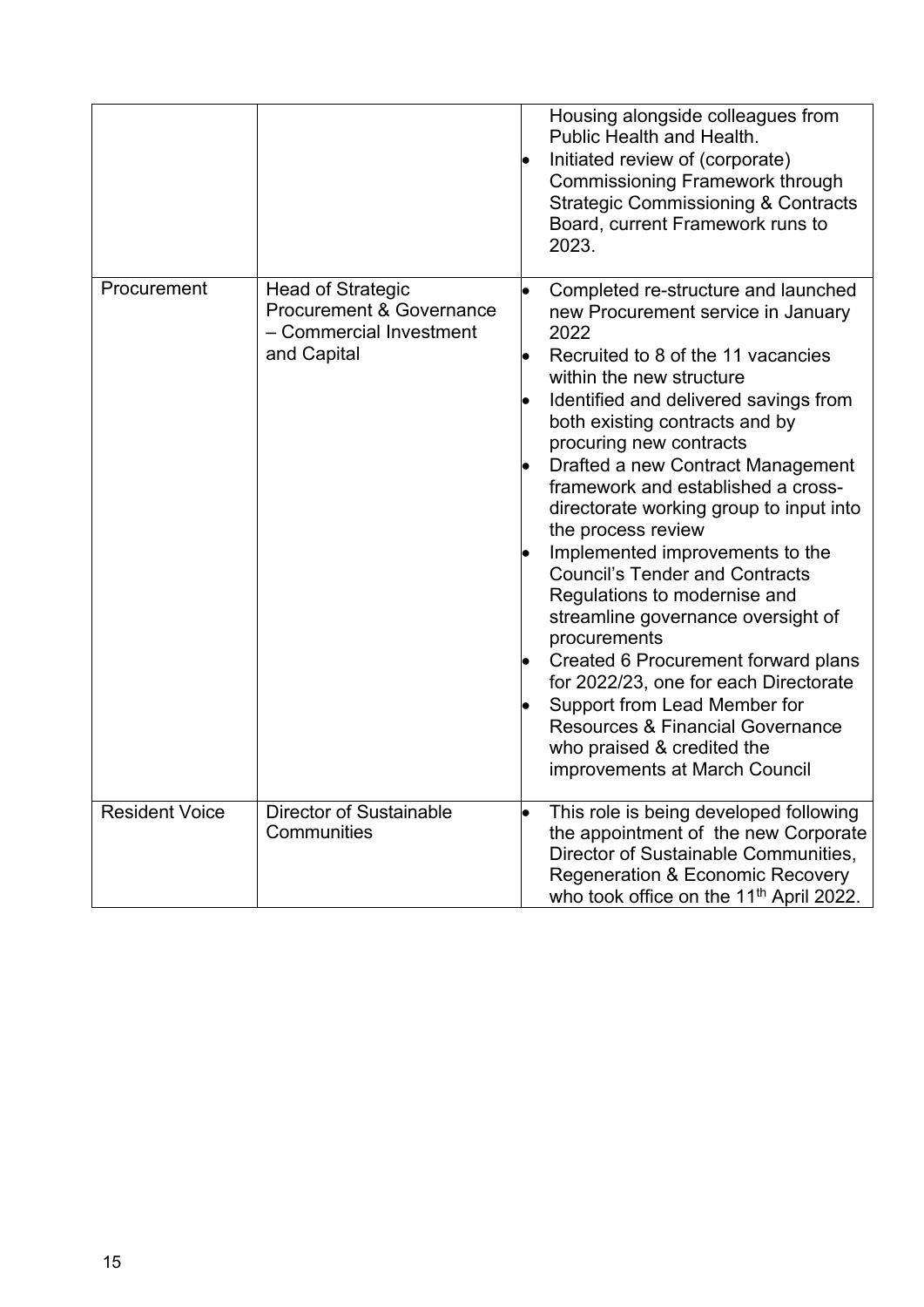| | | |
|---|---|---|
| | | Housing alongside colleagues from Public Health and Health.<br>• Initiated review of (corporate) Commissioning Framework through Strategic Commissioning & Contracts Board, current Framework runs to 2023. |
| Procurement | Head of Strategic Procurement & Governance – Commercial Investment and Capital | • Completed re-structure and launched new Procurement service in January 2022<br>• Recruited to 8 of the 11 vacancies within the new structure<br>• Identified and delivered savings from both existing contracts and by procuring new contracts<br>• Drafted a new Contract Management framework and established a cross-directorate working group to input into the process review<br>• Implemented improvements to the Council's Tender and Contracts Regulations to modernise and streamline governance oversight of procurements<br>• Created 6 Procurement forward plans for 2022/23, one for each Directorate<br>• Support from Lead Member for Resources & Financial Governance who praised & credited the improvements at March Council |
| Resident Voice | Director of Sustainable Communities | • This role is being developed following the appointment of the new Corporate Director of Sustainable Communities, Regeneration & Economic Recovery who took office on the 11th April 2022. |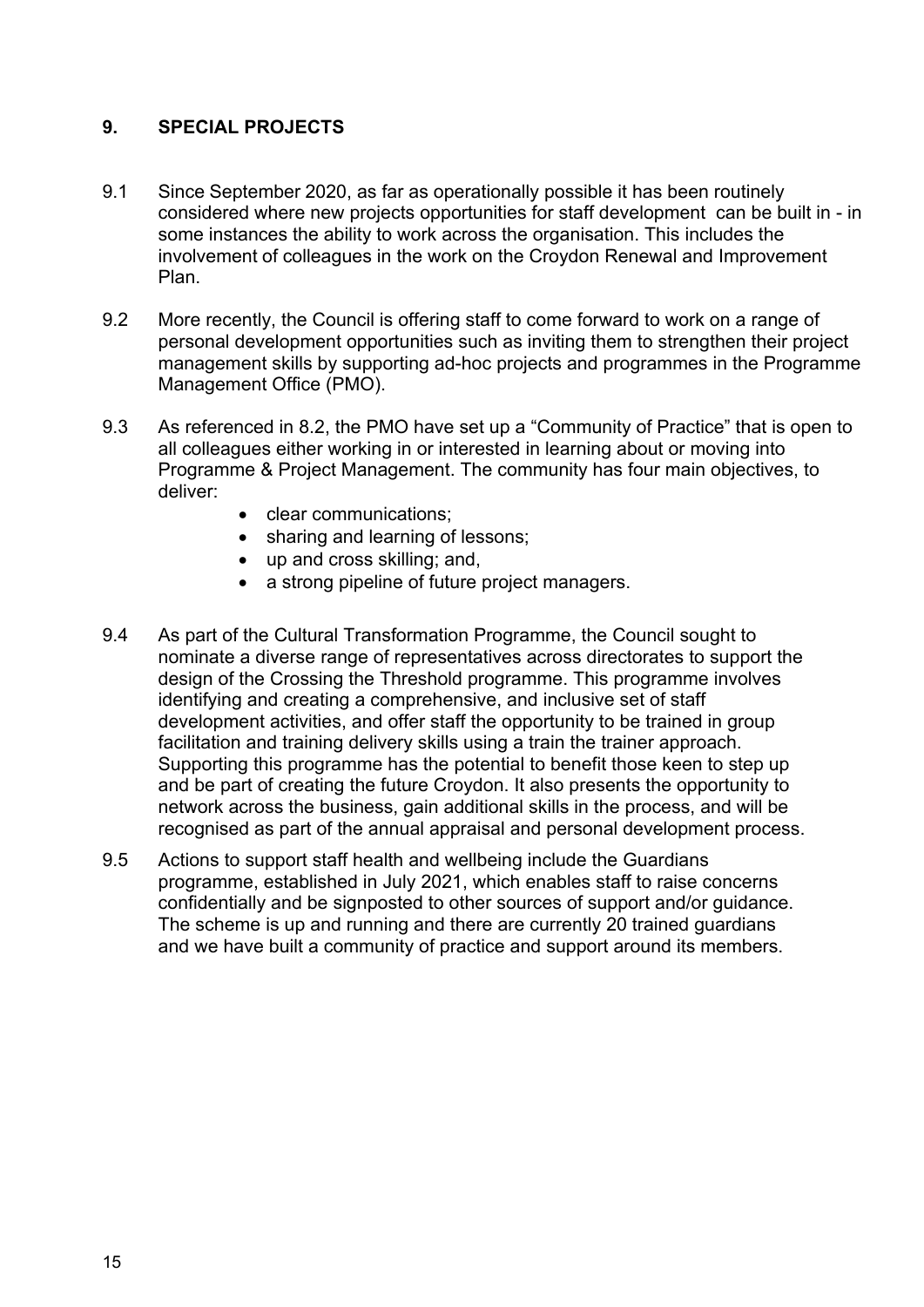## 9. SPECIAL PROJECTS

9.1 Since September 2020, as far as operationally possible it has been routinely considered where new projects opportunities for staff development can be built in - in some instances the ability to work across the organisation. This includes the involvement of colleagues in the work on the Croydon Renewal and Improvement Plan.

9.2 More recently, the Council is offering staff to come forward to work on a range of personal development opportunities such as inviting them to strengthen their project management skills by supporting ad-hoc projects and programmes in the Programme Management Office (PMO).

9.3 As referenced in 8.2, the PMO have set up a "Community of Practice" that is open to all colleagues either working in or interested in learning about or moving into Programme & Project Management. The community has four main objectives, to deliver:

- clear communications;
- sharing and learning of lessons;
- up and cross skilling; and,
- a strong pipeline of future project managers.

9.4 As part of the Cultural Transformation Programme, the Council sought to nominate a diverse range of representatives across directorates to support the design of the Crossing the Threshold programme. This programme involves identifying and creating a comprehensive, and inclusive set of staff development activities, and offer staff the opportunity to be trained in group facilitation and training delivery skills using a train the trainer approach. Supporting this programme has the potential to benefit those keen to step up and be part of creating the future Croydon. It also presents the opportunity to network across the business, gain additional skills in the process, and will be recognised as part of the annual appraisal and personal development process.

9.5 Actions to support staff health and wellbeing include the Guardians programme, established in July 2021, which enables staff to raise concerns confidentially and be signposted to other sources of support and/or guidance. The scheme is up and running and there are currently 20 trained guardians and we have built a community of practice and support around its members.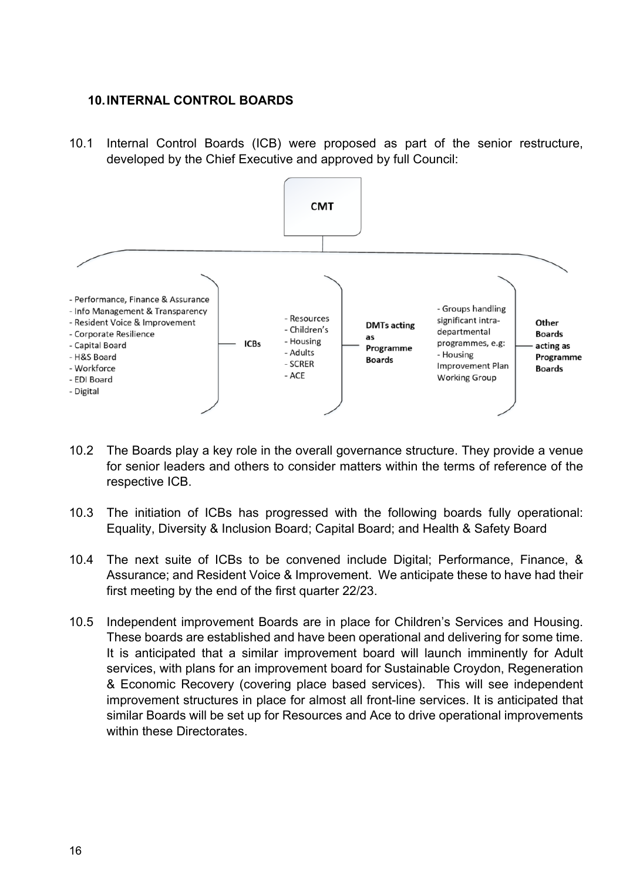## 10. INTERNAL CONTROL BOARDS

10.1 Internal Control Boards (ICB) were proposed as part of the senior restructure, developed by the Chief Executive and approved by full Council:

**CMT**

**ICBs**
- Performance, Finance & Assurance
- Info Management & Transparency
- Resident Voice & Improvement
- Corporate Resilience
- Capital Board
- H&S Board
- Workforce
- EDI Board
- Digital

**DMTs acting as Programme Boards**
- Resources
- Children's
- Housing
- Adults
- SCRER
- ACE

**Other Boards acting as Programme Boards**
- Groups handling significant intra-departmental programmes, e.g:
- Housing Improvement Plan Working Group

10.2 The Boards play a key role in the overall governance structure. They provide a venue for senior leaders and others to consider matters within the terms of reference of the respective ICB.

10.3 The initiation of ICBs has progressed with the following boards fully operational: Equality, Diversity & Inclusion Board; Capital Board; and Health & Safety Board

10.4 The next suite of ICBs to be convened include Digital; Performance, Finance, & Assurance; and Resident Voice & Improvement. We anticipate these to have had their first meeting by the end of the first quarter 22/23.

10.5 Independent improvement Boards are in place for Children's Services and Housing. These boards are established and have been operational and delivering for some time. It is anticipated that a similar improvement board will launch imminently for Adult services, with plans for an improvement board for Sustainable Croydon, Regeneration & Economic Recovery (covering place based services). This will see independent improvement structures in place for almost all front-line services. It is anticipated that similar Boards will be set up for Resources and Ace to drive operational improvements within these Directorates.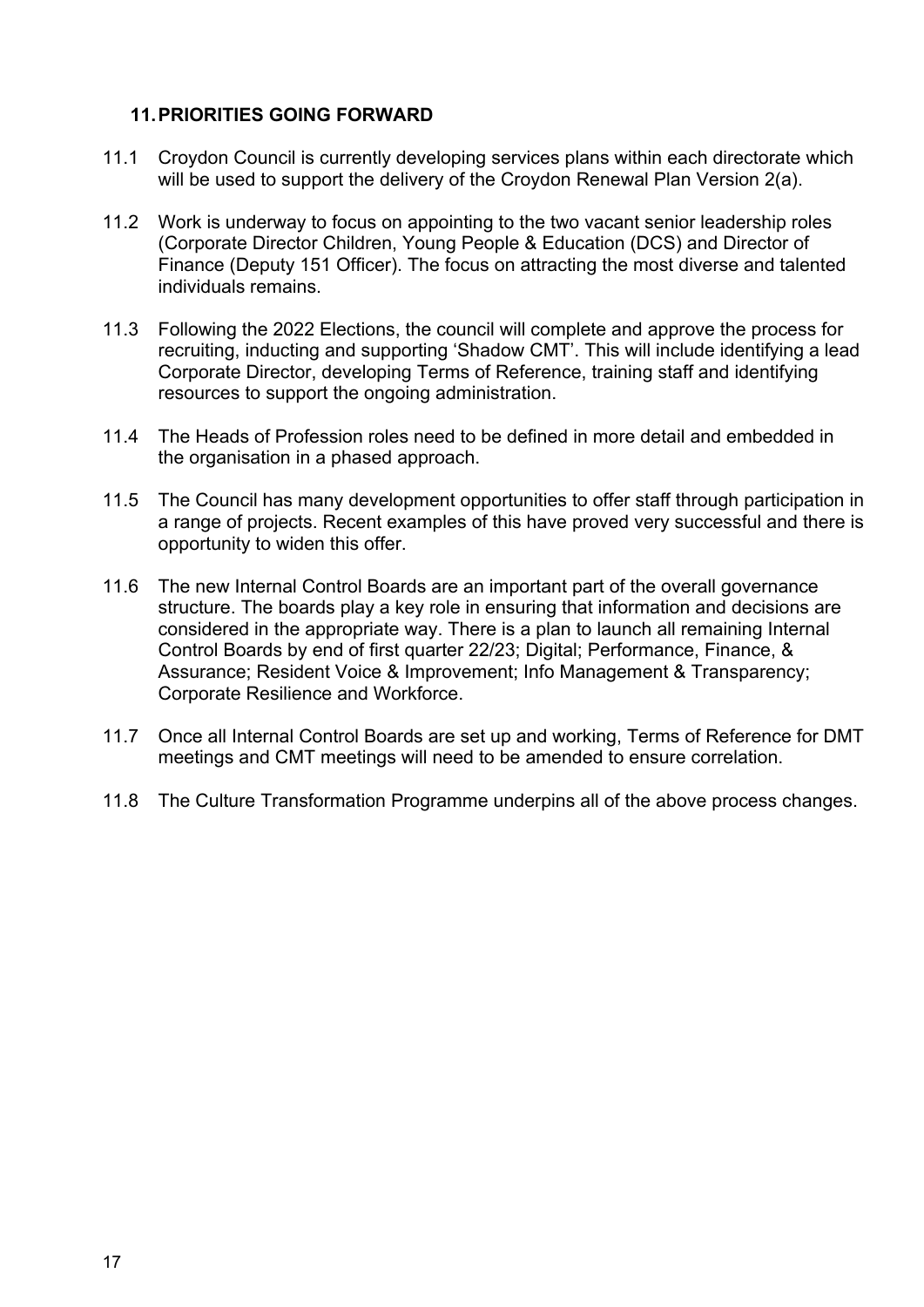## 11. PRIORITIES GOING FORWARD

11.1 Croydon Council is currently developing services plans within each directorate which will be used to support the delivery of the Croydon Renewal Plan Version 2(a).

11.2 Work is underway to focus on appointing to the two vacant senior leadership roles (Corporate Director Children, Young People & Education (DCS) and Director of Finance (Deputy 151 Officer). The focus on attracting the most diverse and talented individuals remains.

11.3 Following the 2022 Elections, the council will complete and approve the process for recruiting, inducting and supporting 'Shadow CMT'. This will include identifying a lead Corporate Director, developing Terms of Reference, training staff and identifying resources to support the ongoing administration.

11.4 The Heads of Profession roles need to be defined in more detail and embedded in the organisation in a phased approach.

11.5 The Council has many development opportunities to offer staff through participation in a range of projects. Recent examples of this have proved very successful and there is opportunity to widen this offer.

11.6 The new Internal Control Boards are an important part of the overall governance structure. The boards play a key role in ensuring that information and decisions are considered in the appropriate way. There is a plan to launch all remaining Internal Control Boards by end of first quarter 22/23; Digital; Performance, Finance, & Assurance; Resident Voice & Improvement; Info Management & Transparency; Corporate Resilience and Workforce.

11.7 Once all Internal Control Boards are set up and working, Terms of Reference for DMT meetings and CMT meetings will need to be amended to ensure correlation.

11.8 The Culture Transformation Programme underpins all of the above process changes.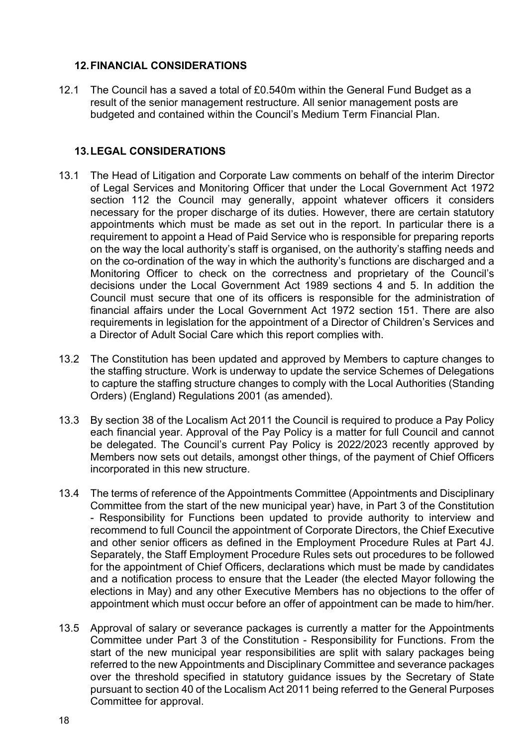## 12. FINANCIAL CONSIDERATIONS

12.1 The Council has a saved a total of £0.540m within the General Fund Budget as a result of the senior management restructure. All senior management posts are budgeted and contained within the Council's Medium Term Financial Plan.

## 13. LEGAL CONSIDERATIONS

13.1 The Head of Litigation and Corporate Law comments on behalf of the interim Director of Legal Services and Monitoring Officer that under the Local Government Act 1972 section 112 the Council may generally, appoint whatever officers it considers necessary for the proper discharge of its duties. However, there are certain statutory appointments which must be made as set out in the report. In particular there is a requirement to appoint a Head of Paid Service who is responsible for preparing reports on the way the local authority's staff is organised, on the authority's staffing needs and on the co-ordination of the way in which the authority's functions are discharged and a Monitoring Officer to check on the correctness and proprietary of the Council's decisions under the Local Government Act 1989 sections 4 and 5. In addition the Council must secure that one of its officers is responsible for the administration of financial affairs under the Local Government Act 1972 section 151. There are also requirements in legislation for the appointment of a Director of Children's Services and a Director of Adult Social Care which this report complies with.

13.2 The Constitution has been updated and approved by Members to capture changes to the staffing structure. Work is underway to update the service Schemes of Delegations to capture the staffing structure changes to comply with the Local Authorities (Standing Orders) (England) Regulations 2001 (as amended).

13.3 By section 38 of the Localism Act 2011 the Council is required to produce a Pay Policy each financial year. Approval of the Pay Policy is a matter for full Council and cannot be delegated. The Council's current Pay Policy is 2022/2023 recently approved by Members now sets out details, amongst other things, of the payment of Chief Officers incorporated in this new structure.

13.4 The terms of reference of the Appointments Committee (Appointments and Disciplinary Committee from the start of the new municipal year) have, in Part 3 of the Constitution - Responsibility for Functions been updated to provide authority to interview and recommend to full Council the appointment of Corporate Directors, the Chief Executive and other senior officers as defined in the Employment Procedure Rules at Part 4J. Separately, the Staff Employment Procedure Rules sets out procedures to be followed for the appointment of Chief Officers, declarations which must be made by candidates and a notification process to ensure that the Leader (the elected Mayor following the elections in May) and any other Executive Members has no objections to the offer of appointment which must occur before an offer of appointment can be made to him/her.

13.5 Approval of salary or severance packages is currently a matter for the Appointments Committee under Part 3 of the Constitution - Responsibility for Functions. From the start of the new municipal year responsibilities are split with salary packages being referred to the new Appointments and Disciplinary Committee and severance packages over the threshold specified in statutory guidance issues by the Secretary of State pursuant to section 40 of the Localism Act 2011 being referred to the General Purposes Committee for approval.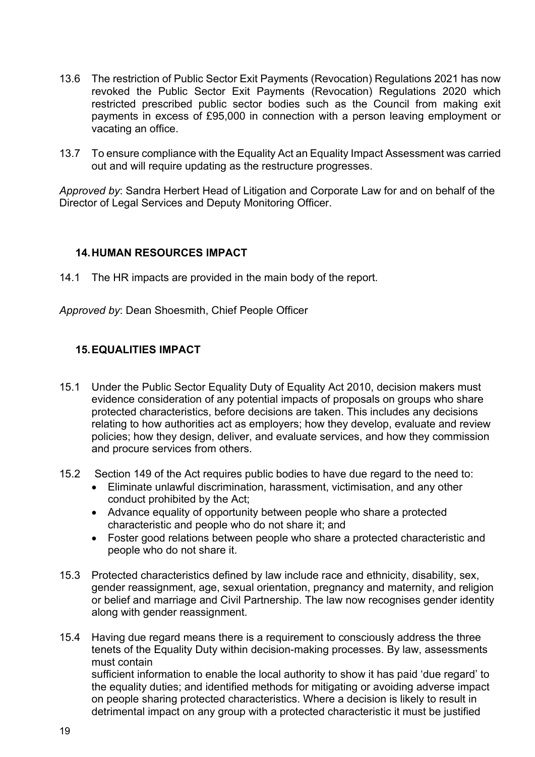13.6 The restriction of Public Sector Exit Payments (Revocation) Regulations 2021 has now revoked the Public Sector Exit Payments (Revocation) Regulations 2020 which restricted prescribed public sector bodies such as the Council from making exit payments in excess of £95,000 in connection with a person leaving employment or vacating an office.

13.7 To ensure compliance with the Equality Act an Equality Impact Assessment was carried out and will require updating as the restructure progresses.

*Approved by*: Sandra Herbert Head of Litigation and Corporate Law for and on behalf of the Director of Legal Services and Deputy Monitoring Officer.

## 14. HUMAN RESOURCES IMPACT

14.1 The HR impacts are provided in the main body of the report.

*Approved by*: Dean Shoesmith, Chief People Officer

## 15. EQUALITIES IMPACT

15.1 Under the Public Sector Equality Duty of Equality Act 2010, decision makers must evidence consideration of any potential impacts of proposals on groups who share protected characteristics, before decisions are taken. This includes any decisions relating to how authorities act as employers; how they develop, evaluate and review policies; how they design, deliver, and evaluate services, and how they commission and procure services from others.

15.2 Section 149 of the Act requires public bodies to have due regard to the need to:

- Eliminate unlawful discrimination, harassment, victimisation, and any other conduct prohibited by the Act;
- Advance equality of opportunity between people who share a protected characteristic and people who do not share it; and
- Foster good relations between people who share a protected characteristic and people who do not share it.

15.3 Protected characteristics defined by law include race and ethnicity, disability, sex, gender reassignment, age, sexual orientation, pregnancy and maternity, and religion or belief and marriage and Civil Partnership. The law now recognises gender identity along with gender reassignment.

15.4 Having due regard means there is a requirement to consciously address the three tenets of the Equality Duty within decision-making processes. By law, assessments must contain sufficient information to enable the local authority to show it has paid 'due regard' to the equality duties; and identified methods for mitigating or avoiding adverse impact on people sharing protected characteristics. Where a decision is likely to result in detrimental impact on any group with a protected characteristic it must be justified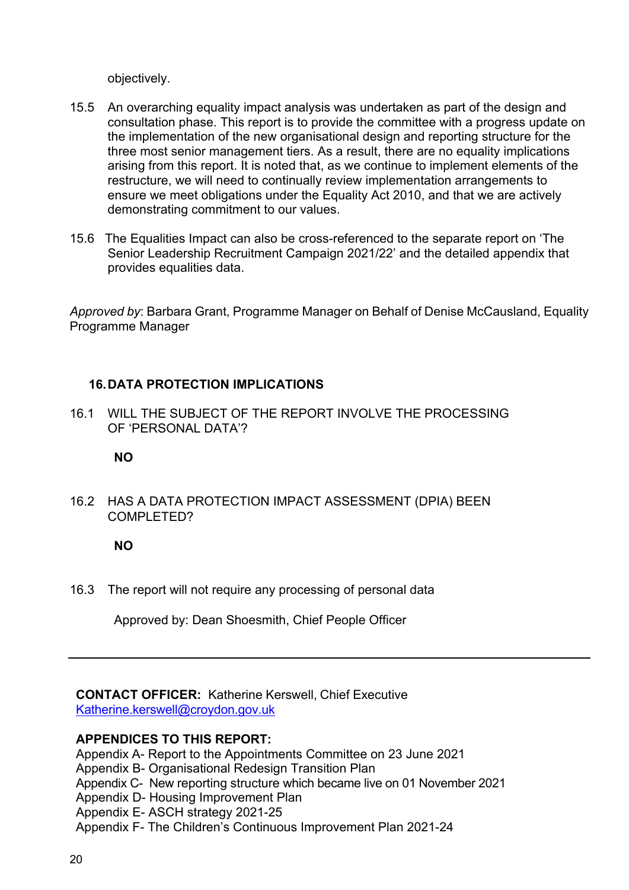objectively.

15.5 An overarching equality impact analysis was undertaken as part of the design and consultation phase. This report is to provide the committee with a progress update on the implementation of the new organisational design and reporting structure for the three most senior management tiers. As a result, there are no equality implications arising from this report. It is noted that, as we continue to implement elements of the restructure, we will need to continually review implementation arrangements to ensure we meet obligations under the Equality Act 2010, and that we are actively demonstrating commitment to our values.

15.6 The Equalities Impact can also be cross-referenced to the separate report on 'The Senior Leadership Recruitment Campaign 2021/22' and the detailed appendix that provides equalities data.

*Approved by*: Barbara Grant, Programme Manager on Behalf of Denise McCausland, Equality Programme Manager

## 16. DATA PROTECTION IMPLICATIONS

16.1 WILL THE SUBJECT OF THE REPORT INVOLVE THE PROCESSING OF 'PERSONAL DATA'?

**NO**

16.2 HAS A DATA PROTECTION IMPACT ASSESSMENT (DPIA) BEEN COMPLETED?

**NO**

16.3 The report will not require any processing of personal data

Approved by: Dean Shoesmith, Chief People Officer

---

**CONTACT OFFICER:** Katherine Kerswell, Chief Executive
Katherine.kerswell@croydon.gov.uk

**APPENDICES TO THIS REPORT:**

Appendix A- Report to the Appointments Committee on 23 June 2021
Appendix B- Organisational Redesign Transition Plan
Appendix C- New reporting structure which became live on 01 November 2021
Appendix D- Housing Improvement Plan
Appendix E- ASCH strategy 2021-25
Appendix F- The Children's Continuous Improvement Plan 2021-24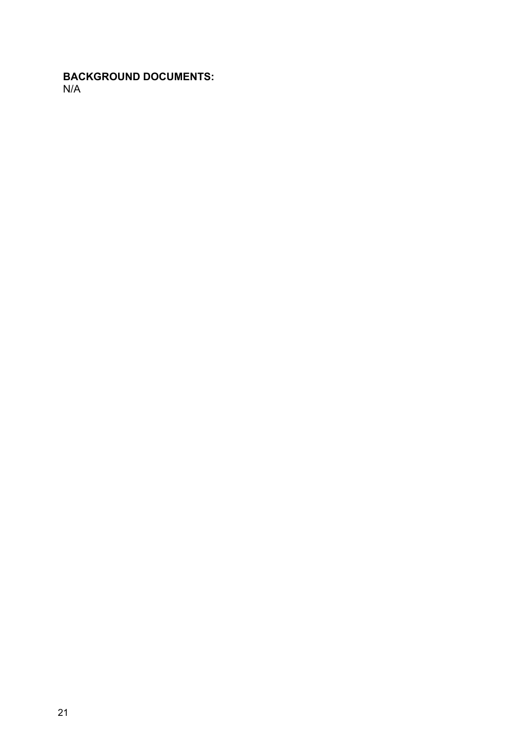**BACKGROUND DOCUMENTS:**
N/A